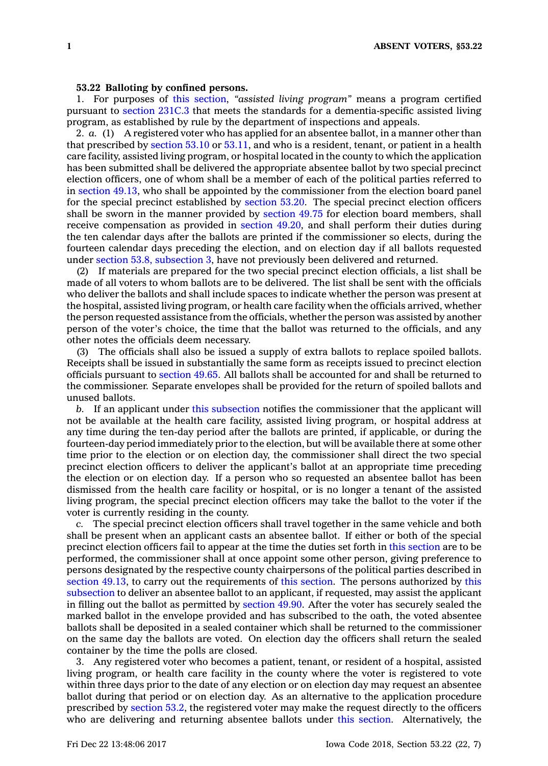**53.22 Balloting by confined persons.**

1. For purposes of this section, *"assisted living program"* means a program certified pursuant to section 231C.3 that meets the standards for a dementia-specific assisted living program, as established by rule by the department of inspections and appeals.

2. *a.* (1) A registered voter who has applied for an absentee ballot, in a manner other than that prescribed by section 53.10 or 53.11, and who is a resident, tenant, or patient in a health care facility, assisted living program, or hospital located in the county to which the application has been submitted shall be delivered the appropriate absentee ballot by two special precinct election officers, one of whom shall be a member of each of the political parties referred to in section 49.13, who shall be appointed by the commissioner from the election board panel for the special precinct established by section 53.20. The special precinct election officers shall be sworn in the manner provided by section 49.75 for election board members, shall receive compensation as provided in section 49.20, and shall perform their duties during the ten calendar days after the ballots are printed if the commissioner so elects, during the fourteen calendar days preceding the election, and on election day if all ballots requested under section 53.8, subsection 3, have not previously been delivered and returned.

(2) If materials are prepared for the two special precinct election officials, a list shall be made of all voters to whom ballots are to be delivered. The list shall be sent with the officials who deliver the ballots and shall include spaces to indicate whether the person was present at the hospital, assisted living program, or health care facility when the officials arrived, whether the person requested assistance from the officials, whether the person was assisted by another person of the voter's choice, the time that the ballot was returned to the officials, and any other notes the officials deem necessary.

(3) The officials shall also be issued a supply of extra ballots to replace spoiled ballots. Receipts shall be issued in substantially the same form as receipts issued to precinct election officials pursuant to section 49.65. All ballots shall be accounted for and shall be returned to the commissioner. Separate envelopes shall be provided for the return of spoiled ballots and unused ballots.

*b.* If an applicant under this subsection notifies the commissioner that the applicant will not be available at the health care facility, assisted living program, or hospital address at any time during the ten-day period after the ballots are printed, if applicable, or during the fourteen-day period immediately prior to the election, but will be available there at some other time prior to the election or on election day, the commissioner shall direct the two special precinct election officers to deliver the applicant's ballot at an appropriate time preceding the election or on election day. If a person who so requested an absentee ballot has been dismissed from the health care facility or hospital, or is no longer a tenant of the assisted living program, the special precinct election officers may take the ballot to the voter if the voter is currently residing in the county.

*c.* The special precinct election officers shall travel together in the same vehicle and both shall be present when an applicant casts an absentee ballot. If either or both of the special precinct election officers fail to appear at the time the duties set forth in this section are to be performed, the commissioner shall at once appoint some other person, giving preference to persons designated by the respective county chairpersons of the political parties described in section 49.13, to carry out the requirements of this section. The persons authorized by this subsection to deliver an absentee ballot to an applicant, if requested, may assist the applicant in filling out the ballot as permitted by section 49.90. After the voter has securely sealed the marked ballot in the envelope provided and has subscribed to the oath, the voted absentee ballots shall be deposited in a sealed container which shall be returned to the commissioner on the same day the ballots are voted. On election day the officers shall return the sealed container by the time the polls are closed.

3. Any registered voter who becomes a patient, tenant, or resident of a hospital, assisted living program, or health care facility in the county where the voter is registered to vote within three days prior to the date of any election or on election day may request an absentee ballot during that period or on election day. As an alternative to the application procedure prescribed by section 53.2, the registered voter may make the request directly to the officers who are delivering and returning absentee ballots under this section. Alternatively, the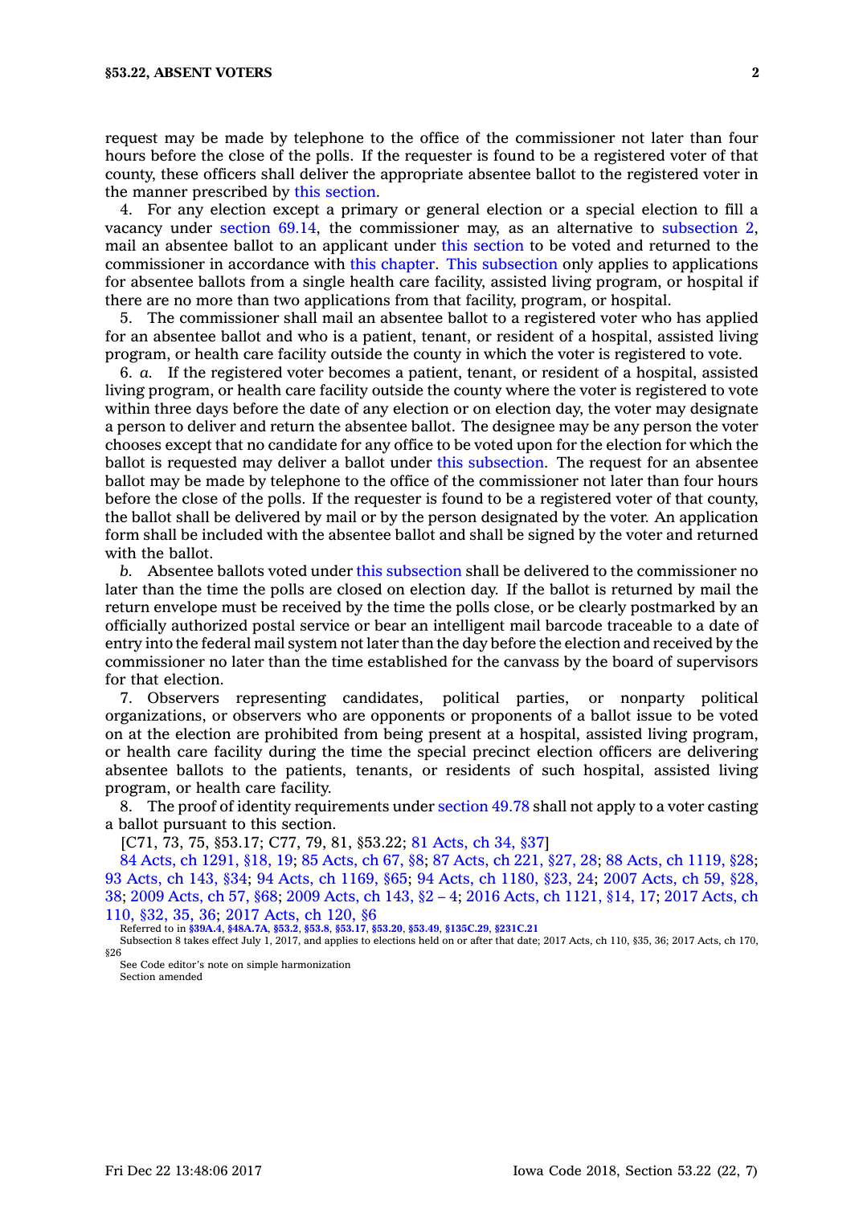request may be made by telephone to the office of the commissioner not later than four hours before the close of the polls. If the requester is found to be a registered voter of that county, these officers shall deliver the appropriate absentee ballot to the registered voter in the manner prescribed by this section.

4. For any election except a primary or general election or a special election to fill a vacancy under section 69.14, the commissioner may, as an alternative to subsection 2, mail an absentee ballot to an applicant under this section to be voted and returned to the commissioner in accordance with this chapter. This subsection only applies to applications for absentee ballots from a single health care facility, assisted living program, or hospital if there are no more than two applications from that facility, program, or hospital.

5. The commissioner shall mail an absentee ballot to a registered voter who has applied for an absentee ballot and who is a patient, tenant, or resident of a hospital, assisted living program, or health care facility outside the county in which the voter is registered to vote.

6. *a.* If the registered voter becomes a patient, tenant, or resident of a hospital, assisted living program, or health care facility outside the county where the voter is registered to vote within three days before the date of any election or on election day, the voter may designate a person to deliver and return the absentee ballot. The designee may be any person the voter chooses except that no candidate for any office to be voted upon for the election for which the ballot is requested may deliver a ballot under this subsection. The request for an absentee ballot may be made by telephone to the office of the commissioner not later than four hours before the close of the polls. If the requester is found to be a registered voter of that county, the ballot shall be delivered by mail or by the person designated by the voter. An application form shall be included with the absentee ballot and shall be signed by the voter and returned with the ballot.

*b.* Absentee ballots voted under this subsection shall be delivered to the commissioner no later than the time the polls are closed on election day. If the ballot is returned by mail the return envelope must be received by the time the polls close, or be clearly postmarked by an officially authorized postal service or bear an intelligent mail barcode traceable to a date of entry into the federal mail system not later than the day before the election and received by the commissioner no later than the time established for the canvass by the board of supervisors for that election.

7. Observers representing candidates, political parties, or nonparty political organizations, or observers who are opponents or proponents of a ballot issue to be voted on at the election are prohibited from being present at a hospital, assisted living program, or health care facility during the time the special precinct election officers are delivering absentee ballots to the patients, tenants, or residents of such hospital, assisted living program, or health care facility.

8. The proof of identity requirements under section 49.78 shall not apply to a voter casting a ballot pursuant to this section.

[C71, 73, 75, §53.17; C77, 79, 81, §53.22; 81 Acts, ch 34, §37]

84 Acts, ch 1291, §18, 19; 85 Acts, ch 67, §8; 87 Acts, ch 221, §27, 28; 88 Acts, ch 1119, §28; 93 Acts, ch 143, §34; 94 Acts, ch 1169, §65; 94 Acts, ch 1180, §23, 24; 2007 Acts, ch 59, §28, 38; 2009 Acts, ch 57, §68; 2009 Acts, ch 143, §2 – 4; 2016 Acts, ch 1121, §14, 17; 2017 Acts, ch 110, §32, 35, 36; 2017 Acts, ch 120, §6

Referred to in §39A.4, §48A.7A, §53.2, §53.8, §53.17, §53.20, §53.49, §135C.29, §231C.21

Subsection 8 takes effect July 1, 2017, and applies to elections held on or after that date; 2017 Acts, ch 110, §35, 36; 2017 Acts, ch 170, §26

See Code editor's note on simple harmonization

Section amended